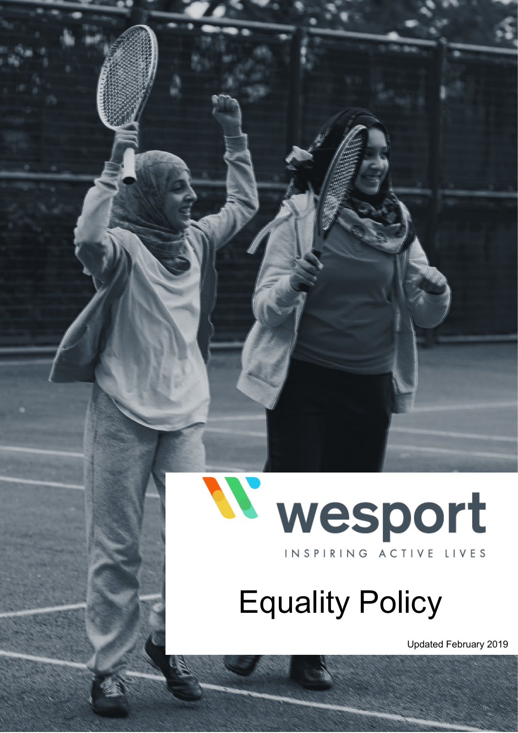wesport

INSPIRING ACTIVE LIVES

# Equality Policy

Updated February 2019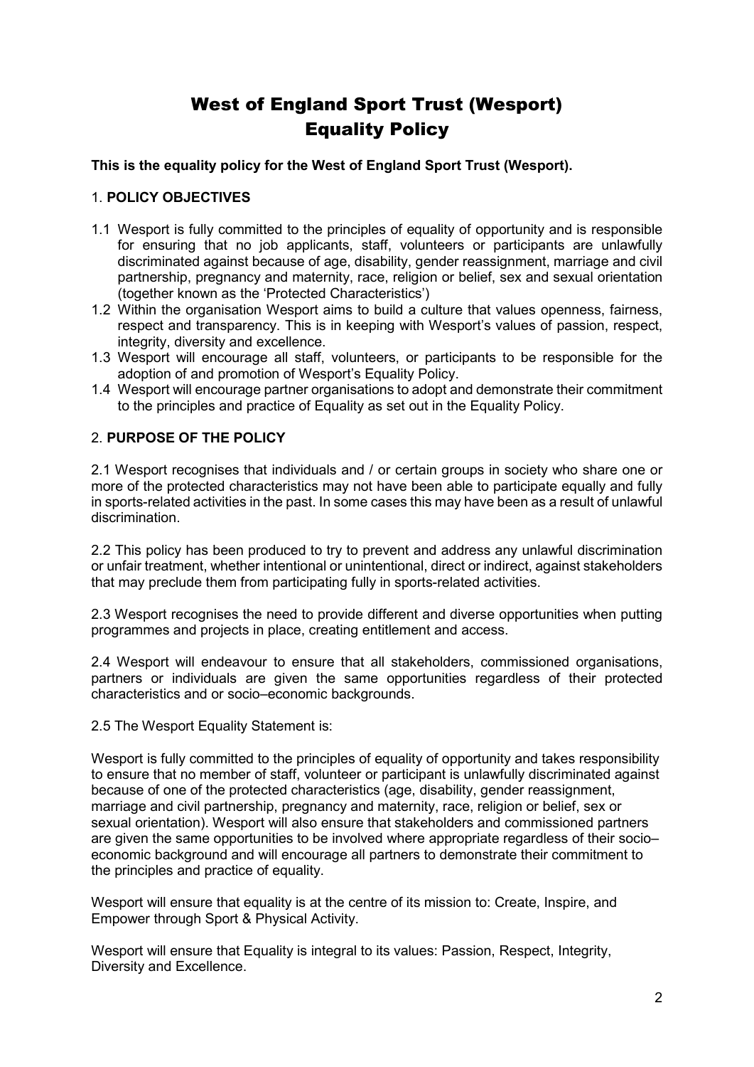# West of England Sport Trust (Wesport) Equality Policy

**This is the equality policy for the West of England Sport Trust (Wesport).**

## 1. POLICY OBJECTIVES

1.1 Wesport is fully committed to the principles of equality of opportunity and is responsible for ensuring that no job applicants, staff, volunteers or participants are unlawfully discriminated against because of age, disability, gender reassignment, marriage and civil partnership, pregnancy and maternity, race, religion or belief, sex and sexual orientation (together known as the 'Protected Characteristics')

1.2 Within the organisation Wesport aims to build a culture that values openness, fairness, respect and transparency. This is in keeping with Wesport's values of passion, respect, integrity, diversity and excellence.

1.3 Wesport will encourage all staff, volunteers, or participants to be responsible for the adoption of and promotion of Wesport's Equality Policy.

1.4 Wesport will encourage partner organisations to adopt and demonstrate their commitment to the principles and practice of Equality as set out in the Equality Policy.

## 2. PURPOSE OF THE POLICY

2.1 Wesport recognises that individuals and / or certain groups in society who share one or more of the protected characteristics may not have been able to participate equally and fully in sports-related activities in the past. In some cases this may have been as a result of unlawful discrimination.

2.2 This policy has been produced to try to prevent and address any unlawful discrimination or unfair treatment, whether intentional or unintentional, direct or indirect, against stakeholders that may preclude them from participating fully in sports-related activities.

2.3 Wesport recognises the need to provide different and diverse opportunities when putting programmes and projects in place, creating entitlement and access.

2.4 Wesport will endeavour to ensure that all stakeholders, commissioned organisations, partners or individuals are given the same opportunities regardless of their protected characteristics and or socio–economic backgrounds.

2.5 The Wesport Equality Statement is:

Wesport is fully committed to the principles of equality of opportunity and takes responsibility to ensure that no member of staff, volunteer or participant is unlawfully discriminated against because of one of the protected characteristics (age, disability, gender reassignment, marriage and civil partnership, pregnancy and maternity, race, religion or belief, sex or sexual orientation). Wesport will also ensure that stakeholders and commissioned partners are given the same opportunities to be involved where appropriate regardless of their socio–economic background and will encourage all partners to demonstrate their commitment to the principles and practice of equality.

Wesport will ensure that equality is at the centre of its mission to: Create, Inspire, and Empower through Sport & Physical Activity.

Wesport will ensure that Equality is integral to its values: Passion, Respect, Integrity, Diversity and Excellence.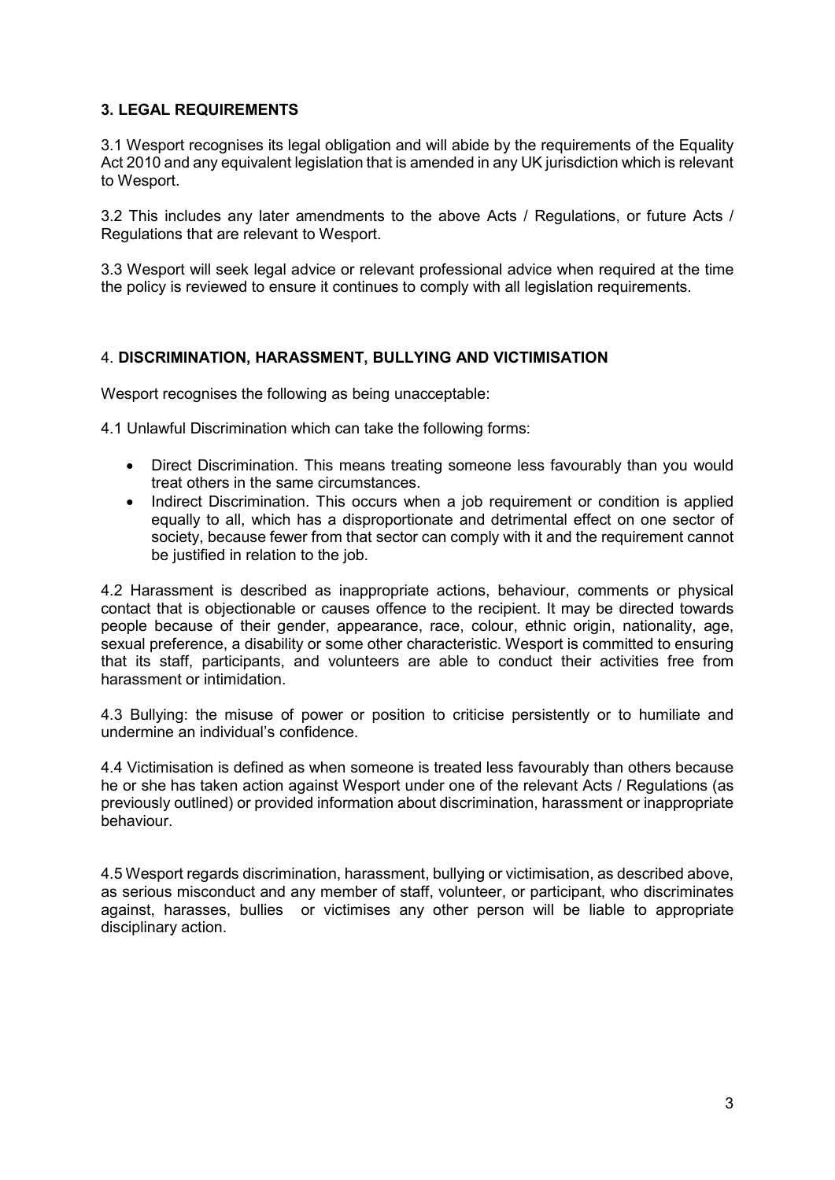## **3. LEGAL REQUIREMENTS**

3.1 Wesport recognises its legal obligation and will abide by the requirements of the Equality Act 2010 and any equivalent legislation that is amended in any UK jurisdiction which is relevant to Wesport.

3.2 This includes any later amendments to the above Acts / Regulations, or future Acts / Regulations that are relevant to Wesport.

3.3 Wesport will seek legal advice or relevant professional advice when required at the time the policy is reviewed to ensure it continues to comply with all legislation requirements.

## 4. **DISCRIMINATION, HARASSMENT, BULLYING AND VICTIMISATION**

Wesport recognises the following as being unacceptable:

4.1 Unlawful Discrimination which can take the following forms:

- Direct Discrimination. This means treating someone less favourably than you would treat others in the same circumstances.
- Indirect Discrimination. This occurs when a job requirement or condition is applied equally to all, which has a disproportionate and detrimental effect on one sector of society, because fewer from that sector can comply with it and the requirement cannot be justified in relation to the job.

4.2 Harassment is described as inappropriate actions, behaviour, comments or physical contact that is objectionable or causes offence to the recipient. It may be directed towards people because of their gender, appearance, race, colour, ethnic origin, nationality, age, sexual preference, a disability or some other characteristic. Wesport is committed to ensuring that its staff, participants, and volunteers are able to conduct their activities free from harassment or intimidation.

4.3 Bullying: the misuse of power or position to criticise persistently or to humiliate and undermine an individual's confidence.

4.4 Victimisation is defined as when someone is treated less favourably than others because he or she has taken action against Wesport under one of the relevant Acts / Regulations (as previously outlined) or provided information about discrimination, harassment or inappropriate behaviour.

4.5 Wesport regards discrimination, harassment, bullying or victimisation, as described above, as serious misconduct and any member of staff, volunteer, or participant, who discriminates against, harasses, bullies or victimises any other person will be liable to appropriate disciplinary action.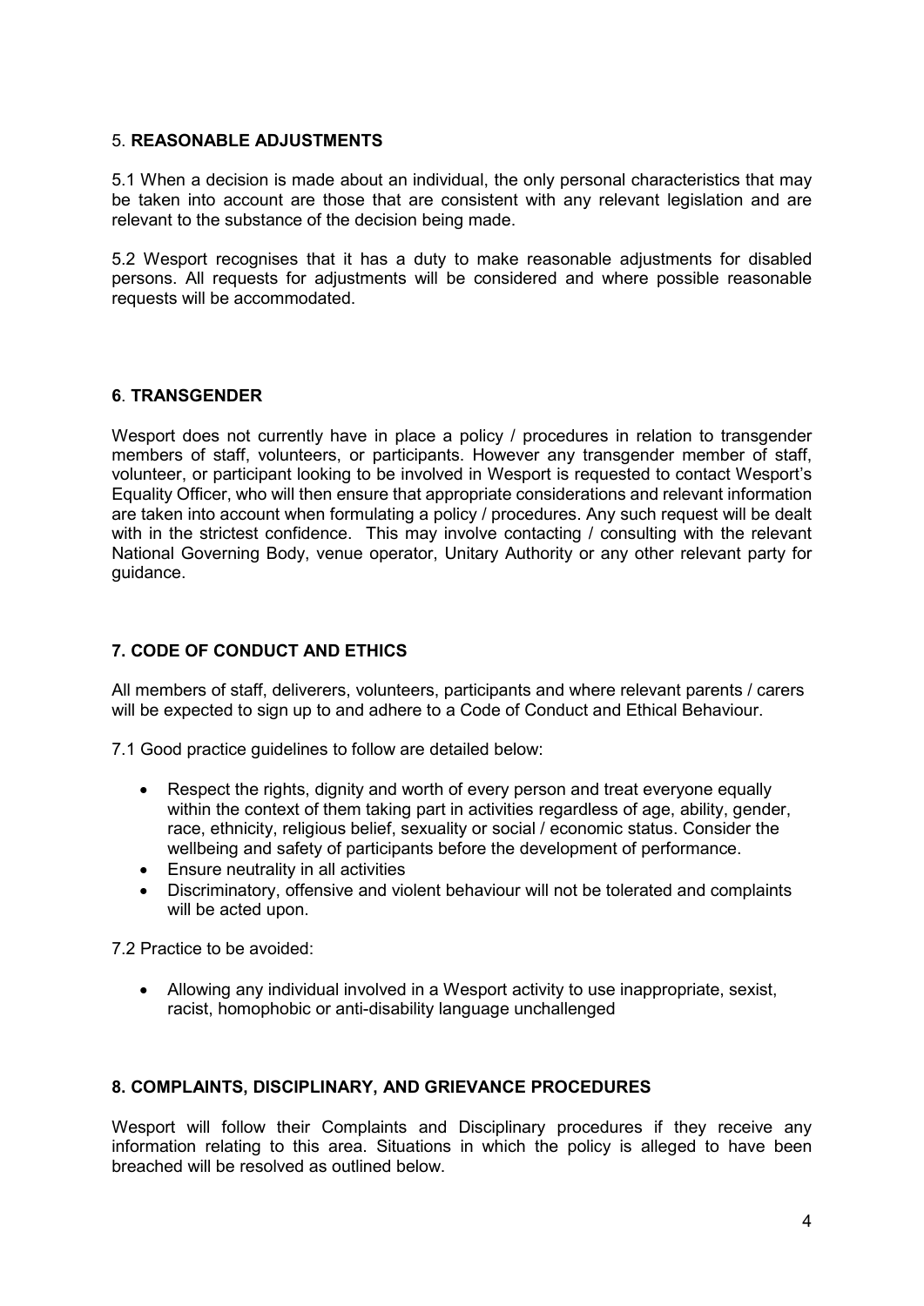## 5. **REASONABLE ADJUSTMENTS**

5.1 When a decision is made about an individual, the only personal characteristics that may be taken into account are those that are consistent with any relevant legislation and are relevant to the substance of the decision being made.

5.2 Wesport recognises that it has a duty to make reasonable adjustments for disabled persons. All requests for adjustments will be considered and where possible reasonable requests will be accommodated.

## **6**. **TRANSGENDER**

Wesport does not currently have in place a policy / procedures in relation to transgender members of staff, volunteers, or participants. However any transgender member of staff, volunteer, or participant looking to be involved in Wesport is requested to contact Wesport's Equality Officer, who will then ensure that appropriate considerations and relevant information are taken into account when formulating a policy / procedures. Any such request will be dealt with in the strictest confidence. This may involve contacting / consulting with the relevant National Governing Body, venue operator, Unitary Authority or any other relevant party for guidance.

## **7. CODE OF CONDUCT AND ETHICS**

All members of staff, deliverers, volunteers, participants and where relevant parents / carers will be expected to sign up to and adhere to a Code of Conduct and Ethical Behaviour.

7.1 Good practice guidelines to follow are detailed below:

- Respect the rights, dignity and worth of every person and treat everyone equally within the context of them taking part in activities regardless of age, ability, gender, race, ethnicity, religious belief, sexuality or social / economic status. Consider the wellbeing and safety of participants before the development of performance.
- Ensure neutrality in all activities
- Discriminatory, offensive and violent behaviour will not be tolerated and complaints will be acted upon.

7.2 Practice to be avoided:

- Allowing any individual involved in a Wesport activity to use inappropriate, sexist, racist, homophobic or anti-disability language unchallenged

## **8. COMPLAINTS, DISCIPLINARY, AND GRIEVANCE PROCEDURES**

Wesport will follow their Complaints and Disciplinary procedures if they receive any information relating to this area. Situations in which the policy is alleged to have been breached will be resolved as outlined below.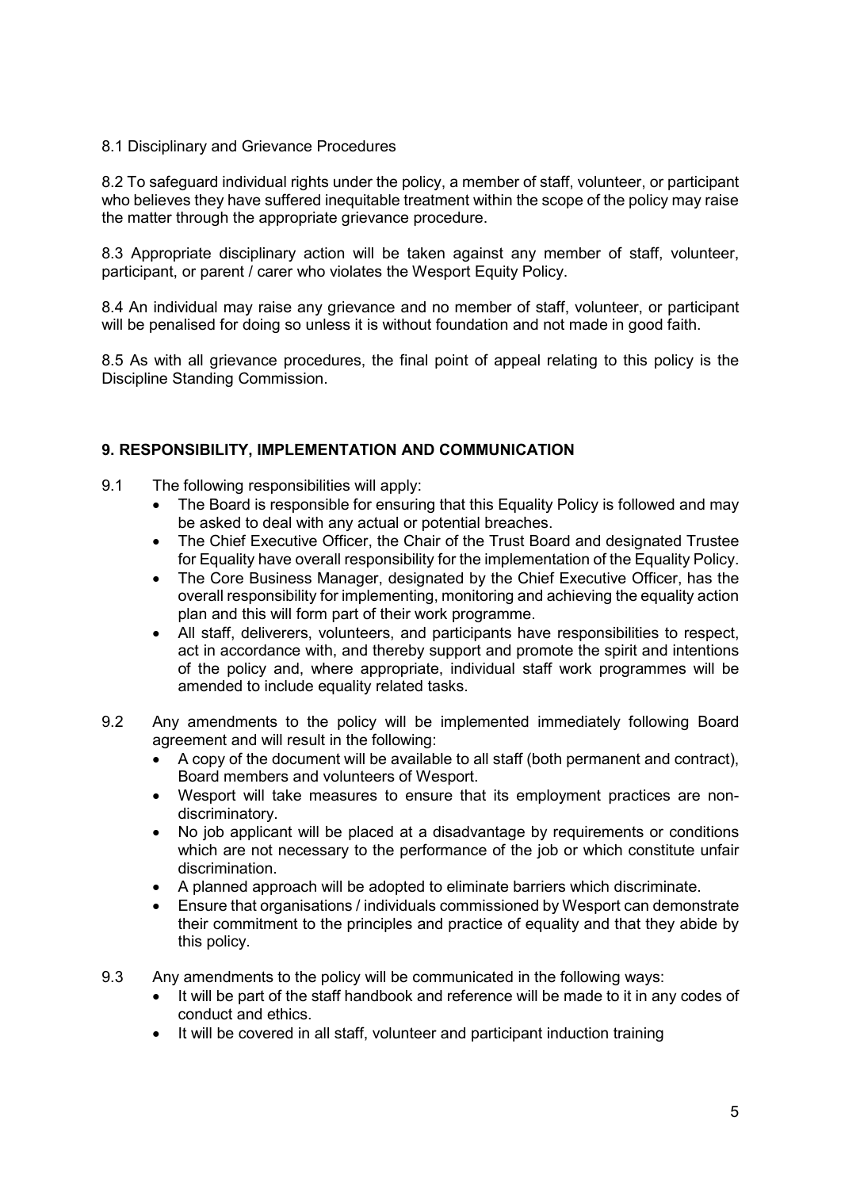8.1 Disciplinary and Grievance Procedures

8.2 To safeguard individual rights under the policy, a member of staff, volunteer, or participant who believes they have suffered inequitable treatment within the scope of the policy may raise the matter through the appropriate grievance procedure.

8.3 Appropriate disciplinary action will be taken against any member of staff, volunteer, participant, or parent / carer who violates the Wesport Equity Policy.

8.4 An individual may raise any grievance and no member of staff, volunteer, or participant will be penalised for doing so unless it is without foundation and not made in good faith.

8.5 As with all grievance procedures, the final point of appeal relating to this policy is the Discipline Standing Commission.

## 9. RESPONSIBILITY, IMPLEMENTATION AND COMMUNICATION

9.1 The following responsibilities will apply:

- The Board is responsible for ensuring that this Equality Policy is followed and may be asked to deal with any actual or potential breaches.
- The Chief Executive Officer, the Chair of the Trust Board and designated Trustee for Equality have overall responsibility for the implementation of the Equality Policy.
- The Core Business Manager, designated by the Chief Executive Officer, has the overall responsibility for implementing, monitoring and achieving the equality action plan and this will form part of their work programme.
- All staff, deliverers, volunteers, and participants have responsibilities to respect, act in accordance with, and thereby support and promote the spirit and intentions of the policy and, where appropriate, individual staff work programmes will be amended to include equality related tasks.

9.2 Any amendments to the policy will be implemented immediately following Board agreement and will result in the following:

- A copy of the document will be available to all staff (both permanent and contract), Board members and volunteers of Wesport.
- Wesport will take measures to ensure that its employment practices are non-discriminatory.
- No job applicant will be placed at a disadvantage by requirements or conditions which are not necessary to the performance of the job or which constitute unfair discrimination.
- A planned approach will be adopted to eliminate barriers which discriminate.
- Ensure that organisations / individuals commissioned by Wesport can demonstrate their commitment to the principles and practice of equality and that they abide by this policy.

9.3 Any amendments to the policy will be communicated in the following ways:

- It will be part of the staff handbook and reference will be made to it in any codes of conduct and ethics.
- It will be covered in all staff, volunteer and participant induction training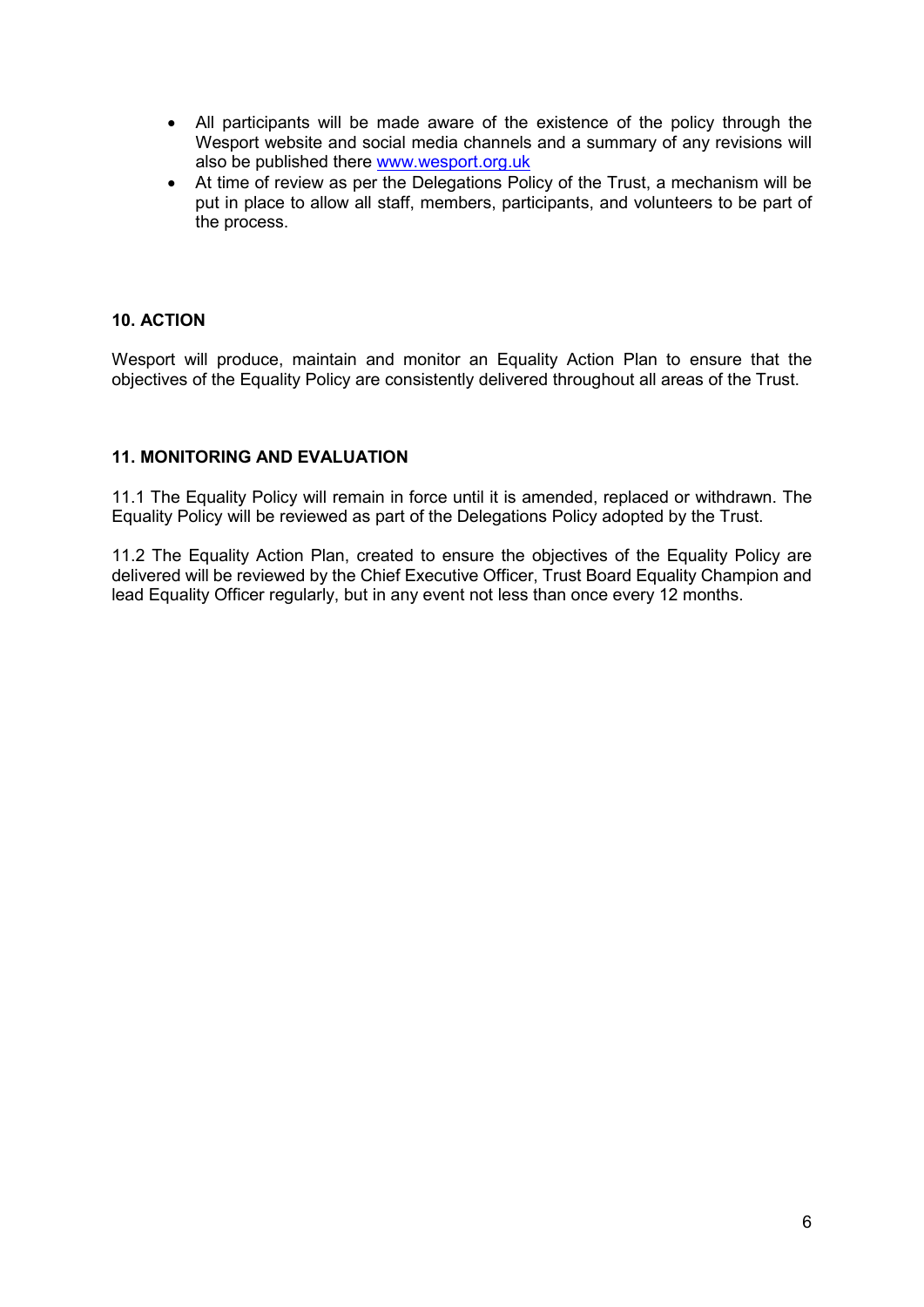- All participants will be made aware of the existence of the policy through the Wesport website and social media channels and a summary of any revisions will also be published there [www.wesport.org.uk](www.wesport.org.uk)
- At time of review as per the Delegations Policy of the Trust, a mechanism will be put in place to allow all staff, members, participants, and volunteers to be part of the process.

## 10. ACTION

Wesport will produce, maintain and monitor an Equality Action Plan to ensure that the objectives of the Equality Policy are consistently delivered throughout all areas of the Trust.

## 11. MONITORING AND EVALUATION

11.1 The Equality Policy will remain in force until it is amended, replaced or withdrawn. The Equality Policy will be reviewed as part of the Delegations Policy adopted by the Trust.

11.2 The Equality Action Plan, created to ensure the objectives of the Equality Policy are delivered will be reviewed by the Chief Executive Officer, Trust Board Equality Champion and lead Equality Officer regularly, but in any event not less than once every 12 months.